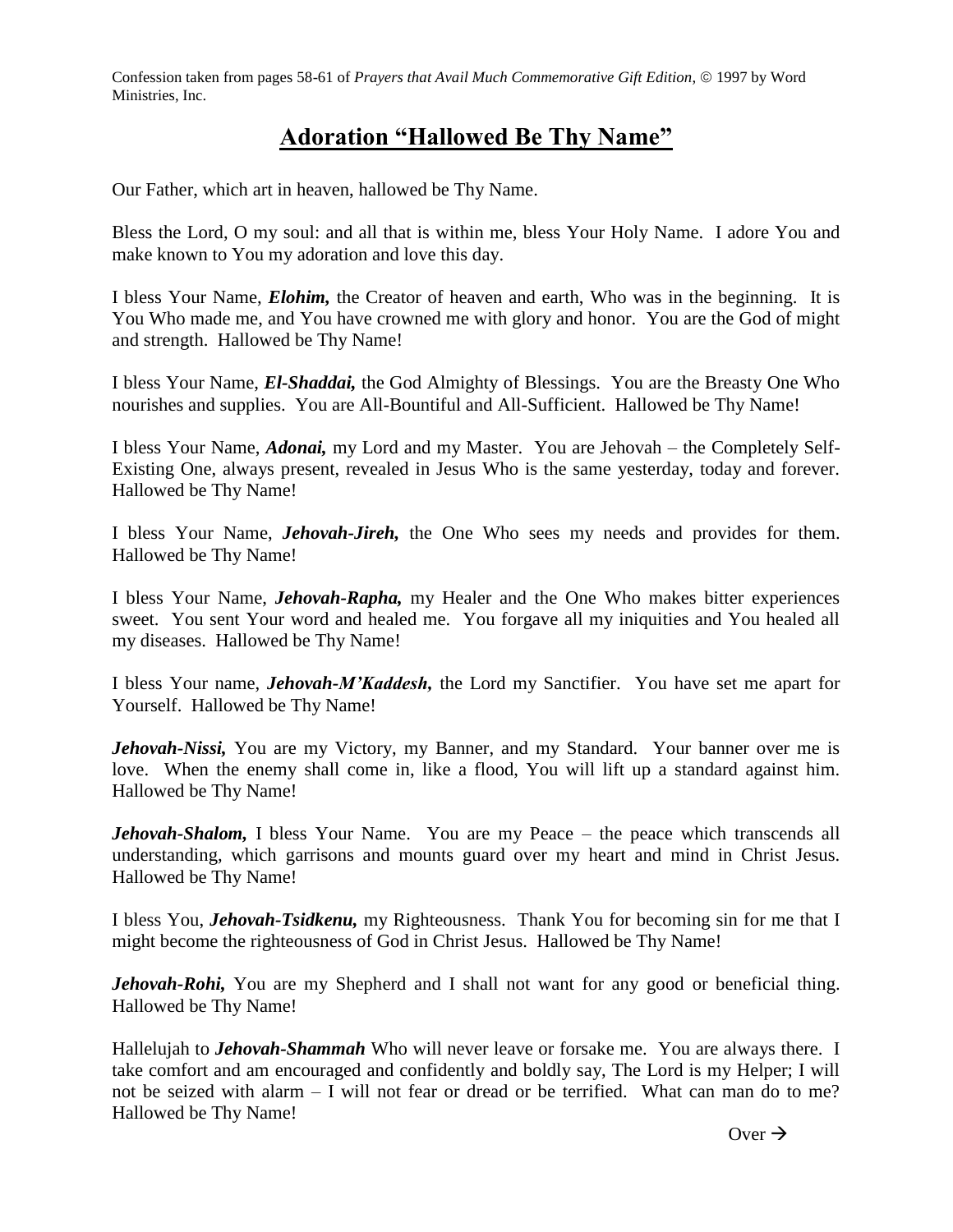Confession taken from pages 58-61 of *Prayers that Avail Much Commemorative Gift Edition*, © 1997 by Word Ministries, Inc.

# Adoration "Hallowed Be Thy Name"

Our Father, which art in heaven, hallowed be Thy Name.

Bless the Lord, O my soul: and all that is within me, bless Your Holy Name. I adore You and make known to You my adoration and love this day.

I bless Your Name, ***Elohim,*** the Creator of heaven and earth, Who was in the beginning. It is You Who made me, and You have crowned me with glory and honor. You are the God of might and strength. Hallowed be Thy Name!

I bless Your Name, ***El-Shaddai,*** the God Almighty of Blessings. You are the Breasty One Who nourishes and supplies. You are All-Bountiful and All-Sufficient. Hallowed be Thy Name!

I bless Your Name, ***Adonai,*** my Lord and my Master. You are Jehovah – the Completely Self-Existing One, always present, revealed in Jesus Who is the same yesterday, today and forever. Hallowed be Thy Name!

I bless Your Name, ***Jehovah-Jireh,*** the One Who sees my needs and provides for them. Hallowed be Thy Name!

I bless Your Name, ***Jehovah-Rapha,*** my Healer and the One Who makes bitter experiences sweet. You sent Your word and healed me. You forgave all my iniquities and You healed all my diseases. Hallowed be Thy Name!

I bless Your name, ***Jehovah-M'Kaddesh,*** the Lord my Sanctifier. You have set me apart for Yourself. Hallowed be Thy Name!

***Jehovah-Nissi,*** You are my Victory, my Banner, and my Standard. Your banner over me is love. When the enemy shall come in, like a flood, You will lift up a standard against him. Hallowed be Thy Name!

***Jehovah-Shalom,*** I bless Your Name. You are my Peace – the peace which transcends all understanding, which garrisons and mounts guard over my heart and mind in Christ Jesus. Hallowed be Thy Name!

I bless You, ***Jehovah-Tsidkenu,*** my Righteousness. Thank You for becoming sin for me that I might become the righteousness of God in Christ Jesus. Hallowed be Thy Name!

***Jehovah-Rohi,*** You are my Shepherd and I shall not want for any good or beneficial thing. Hallowed be Thy Name!

Hallelujah to ***Jehovah-Shammah*** Who will never leave or forsake me. You are always there. I take comfort and am encouraged and confidently and boldly say, The Lord is my Helper; I will not be seized with alarm – I will not fear or dread or be terrified. What can man do to me? Hallowed be Thy Name!

Over →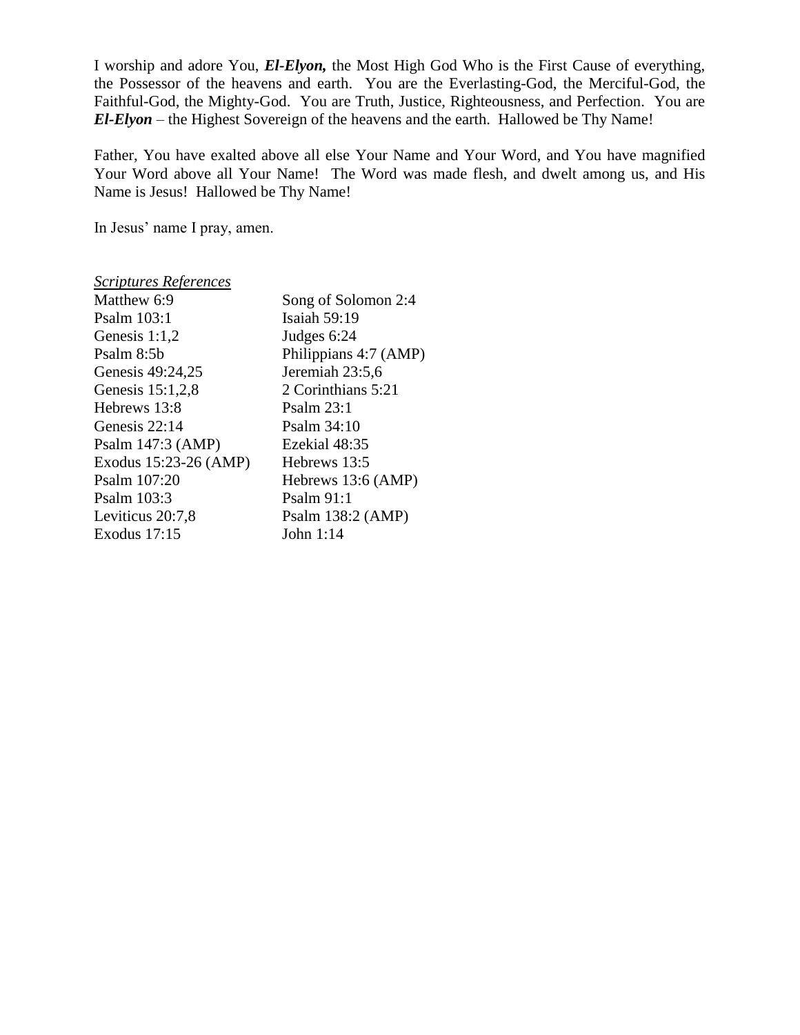I worship and adore You, ***El-Elyon,*** the Most High God Who is the First Cause of everything, the Possessor of the heavens and earth. You are the Everlasting-God, the Merciful-God, the Faithful-God, the Mighty-God. You are Truth, Justice, Righteousness, and Perfection. You are ***El-Elyon*** – the Highest Sovereign of the heavens and the earth. Hallowed be Thy Name!

Father, You have exalted above all else Your Name and Your Word, and You have magnified Your Word above all Your Name! The Word was made flesh, and dwelt among us, and His Name is Jesus! Hallowed be Thy Name!

In Jesus' name I pray, amen.

*<u>Scriptures References</u>*

| | |
|---|---|
| Matthew 6:9 | Song of Solomon 2:4 |
| Psalm 103:1 | Isaiah 59:19 |
| Genesis 1:1,2 | Judges 6:24 |
| Psalm 8:5b | Philippians 4:7 (AMP) |
| Genesis 49:24,25 | Jeremiah 23:5,6 |
| Genesis 15:1,2,8 | 2 Corinthians 5:21 |
| Hebrews 13:8 | Psalm 23:1 |
| Genesis 22:14 | Psalm 34:10 |
| Psalm 147:3 (AMP) | Ezekial 48:35 |
| Exodus 15:23-26 (AMP) | Hebrews 13:5 |
| Psalm 107:20 | Hebrews 13:6 (AMP) |
| Psalm 103:3 | Psalm 91:1 |
| Leviticus 20:7,8 | Psalm 138:2 (AMP) |
| Exodus 17:15 | John 1:14 |